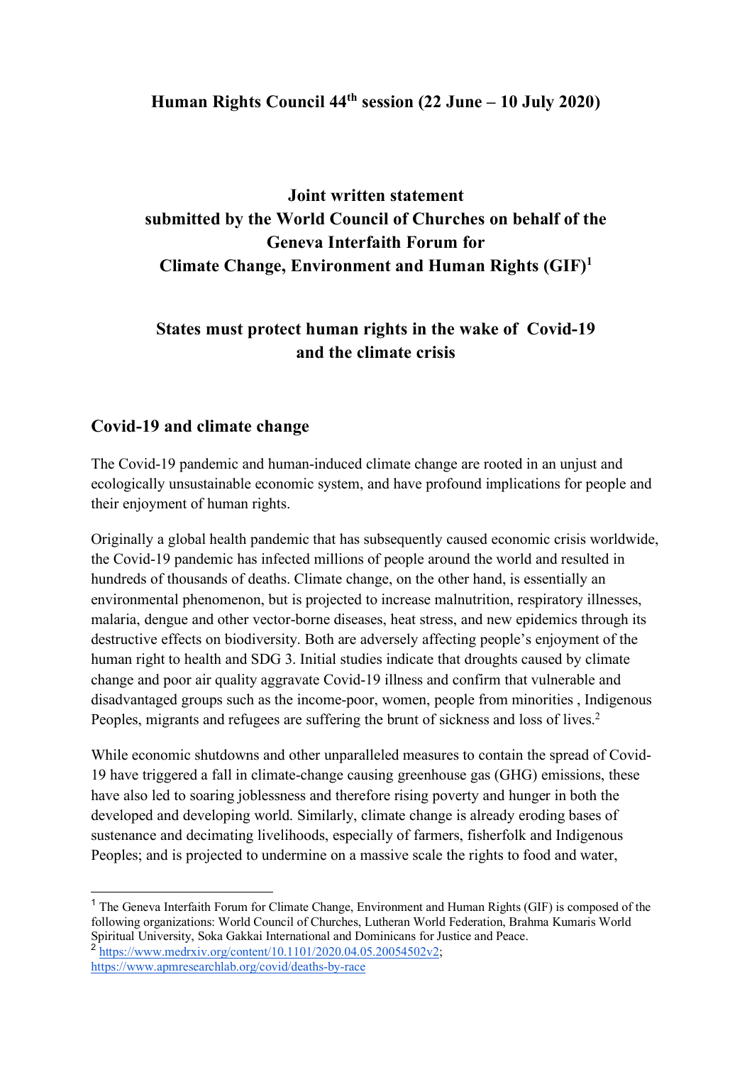**Human Rights Council 44th session (22 June – 10 July 2020)**

# Joint written statement submitted by the World Council of Churches on behalf of the Geneva Interfaith Forum for Climate Change, Environment and Human Rights (GIF)[1]

# States must protect human rights in the wake of Covid-19 and the climate crisis

## Covid-19 and climate change

The Covid-19 pandemic and human-induced climate change are rooted in an unjust and ecologically unsustainable economic system, and have profound implications for people and their enjoyment of human rights.

Originally a global health pandemic that has subsequently caused economic crisis worldwide, the Covid-19 pandemic has infected millions of people around the world and resulted in hundreds of thousands of deaths. Climate change, on the other hand, is essentially an environmental phenomenon, but is projected to increase malnutrition, respiratory illnesses, malaria, dengue and other vector-borne diseases, heat stress, and new epidemics through its destructive effects on biodiversity. Both are adversely affecting people's enjoyment of the human right to health and SDG 3. Initial studies indicate that droughts caused by climate change and poor air quality aggravate Covid-19 illness and confirm that vulnerable and disadvantaged groups such as the income-poor, women, people from minorities , Indigenous Peoples, migrants and refugees are suffering the brunt of sickness and loss of lives.[2]

While economic shutdowns and other unparalleled measures to contain the spread of Covid-19 have triggered a fall in climate-change causing greenhouse gas (GHG) emissions, these have also led to soaring joblessness and therefore rising poverty and hunger in both the developed and developing world. Similarly, climate change is already eroding bases of sustenance and decimating livelihoods, especially of farmers, fisherfolk and Indigenous Peoples; and is projected to undermine on a massive scale the rights to food and water,

---

[1] The Geneva Interfaith Forum for Climate Change, Environment and Human Rights (GIF) is composed of the following organizations: World Council of Churches, Lutheran World Federation, Brahma Kumaris World Spiritual University, Soka Gakkai International and Dominicans for Justice and Peace.

[2] https://www.medrxiv.org/content/10.1101/2020.04.05.20054502v2; https://www.apmresearchlab.org/covid/deaths-by-race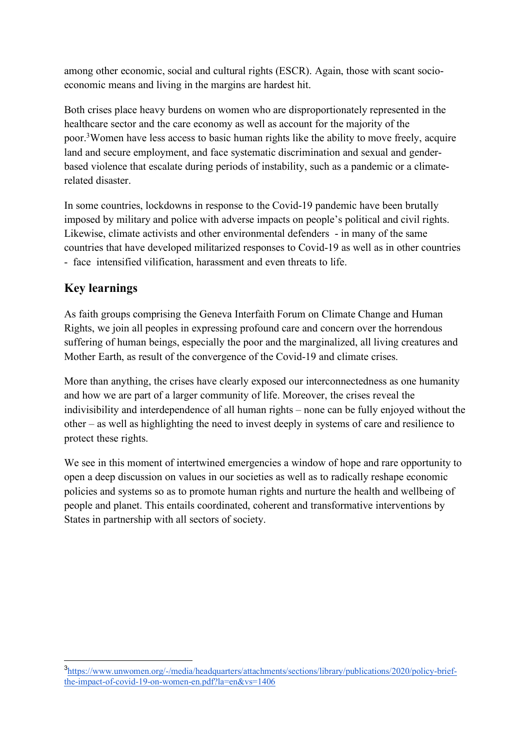among other economic, social and cultural rights (ESCR). Again, those with scant socio-economic means and living in the margins are hardest hit.

Both crises place heavy burdens on women who are disproportionately represented in the healthcare sector and the care economy as well as account for the majority of the poor.[3] Women have less access to basic human rights like the ability to move freely, acquire land and secure employment, and face systematic discrimination and sexual and gender-based violence that escalate during periods of instability, such as a pandemic or a climate-related disaster.

In some countries, lockdowns in response to the Covid-19 pandemic have been brutally imposed by military and police with adverse impacts on people's political and civil rights. Likewise, climate activists and other environmental defenders - in many of the same countries that have developed militarized responses to Covid-19 as well as in other countries - face intensified vilification, harassment and even threats to life.

## Key learnings

As faith groups comprising the Geneva Interfaith Forum on Climate Change and Human Rights, we join all peoples in expressing profound care and concern over the horrendous suffering of human beings, especially the poor and the marginalized, all living creatures and Mother Earth, as result of the convergence of the Covid-19 and climate crises.

More than anything, the crises have clearly exposed our interconnectedness as one humanity and how we are part of a larger community of life. Moreover, the crises reveal the indivisibility and interdependence of all human rights – none can be fully enjoyed without the other – as well as highlighting the need to invest deeply in systems of care and resilience to protect these rights.

We see in this moment of intertwined emergencies a window of hope and rare opportunity to open a deep discussion on values in our societies as well as to radically reshape economic policies and systems so as to promote human rights and nurture the health and wellbeing of people and planet. This entails coordinated, coherent and transformative interventions by States in partnership with all sectors of society.

---

[3] https://www.unwomen.org/-/media/headquarters/attachments/sections/library/publications/2020/policy-brief-the-impact-of-covid-19-on-women-en.pdf?la=en&vs=1406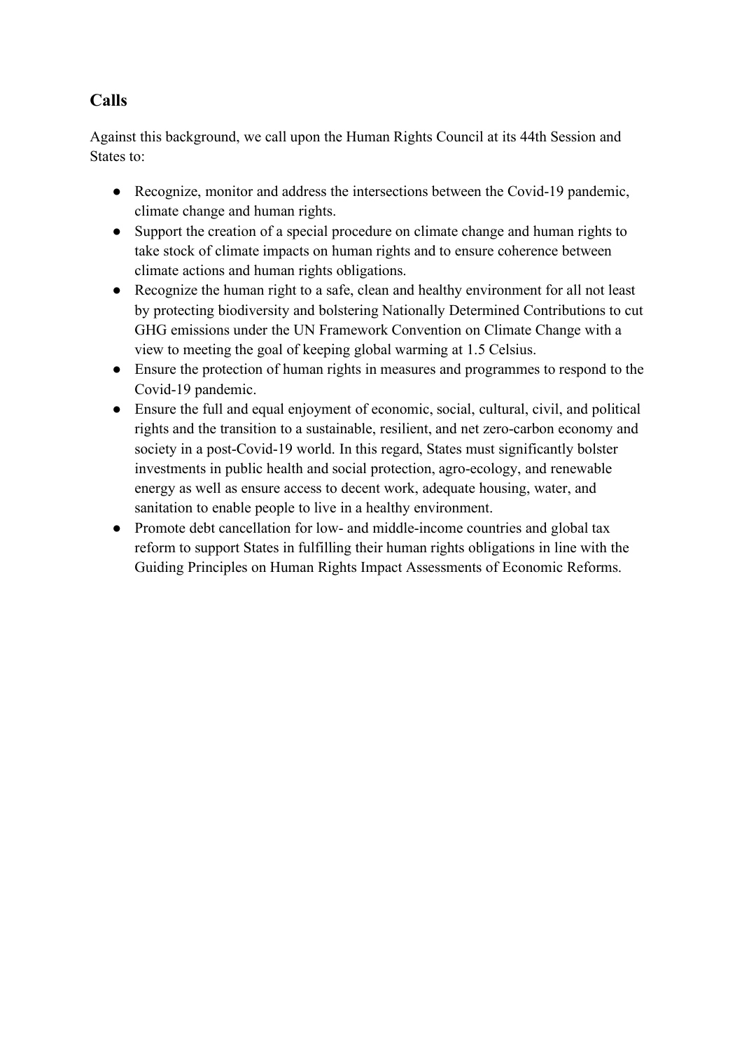## Calls

Against this background, we call upon the Human Rights Council at its 44th Session and States to:

- Recognize, monitor and address the intersections between the Covid-19 pandemic, climate change and human rights.
- Support the creation of a special procedure on climate change and human rights to take stock of climate impacts on human rights and to ensure coherence between climate actions and human rights obligations.
- Recognize the human right to a safe, clean and healthy environment for all not least by protecting biodiversity and bolstering Nationally Determined Contributions to cut GHG emissions under the UN Framework Convention on Climate Change with a view to meeting the goal of keeping global warming at 1.5 Celsius.
- Ensure the protection of human rights in measures and programmes to respond to the Covid-19 pandemic.
- Ensure the full and equal enjoyment of economic, social, cultural, civil, and political rights and the transition to a sustainable, resilient, and net zero-carbon economy and society in a post-Covid-19 world. In this regard, States must significantly bolster investments in public health and social protection, agro-ecology, and renewable energy as well as ensure access to decent work, adequate housing, water, and sanitation to enable people to live in a healthy environment.
- Promote debt cancellation for low- and middle-income countries and global tax reform to support States in fulfilling their human rights obligations in line with the Guiding Principles on Human Rights Impact Assessments of Economic Reforms.